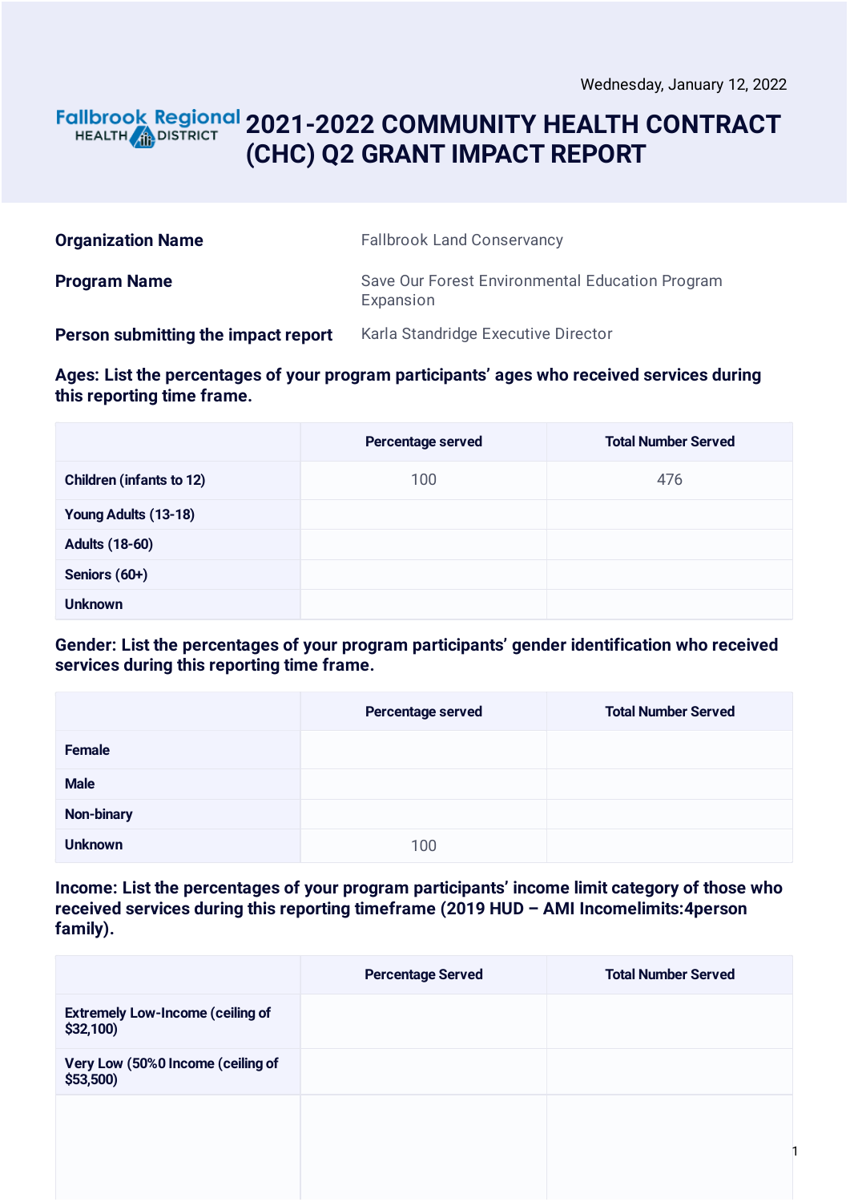Wednesday, January 12, 2022

Fallbrook Regional HEALTH DISTRICT

# 2021-2022 COMMUNITY HEALTH CONTRACT (CHC) Q2 GRANT IMPACT REPORT

**Organization Name** Fallbrook Land Conservancy

**Program Name** Save Our Forest Environmental Education Program Expansion

**Person submitting the impact report** Karla Standridge Executive Director

**Ages: List the percentages of your program participants' ages who received services during this reporting time frame.**

| | Percentage served | Total Number Served |
|---|---|---|
| Children (infants to 12) | 100 | 476 |
| Young Adults (13-18) | | |
| Adults (18-60) | | |
| Seniors (60+) | | |
| Unknown | | |

**Gender: List the percentages of your program participants' gender identification who received services during this reporting time frame.**

| | Percentage served | Total Number Served |
|---|---|---|
| Female | | |
| Male | | |
| Non-binary | | |
| Unknown | 100 | |

**Income: List the percentages of your program participants' income limit category of those who received services during this reporting timeframe (2019 HUD – AMI Incomelimits:4person family).**

| | Percentage Served | Total Number Served |
|---|---|---|
| Extremely Low-Income (ceiling of $32,100) | | |
| Very Low (50%0 Income (ceiling of $53,500) | | |
| | | |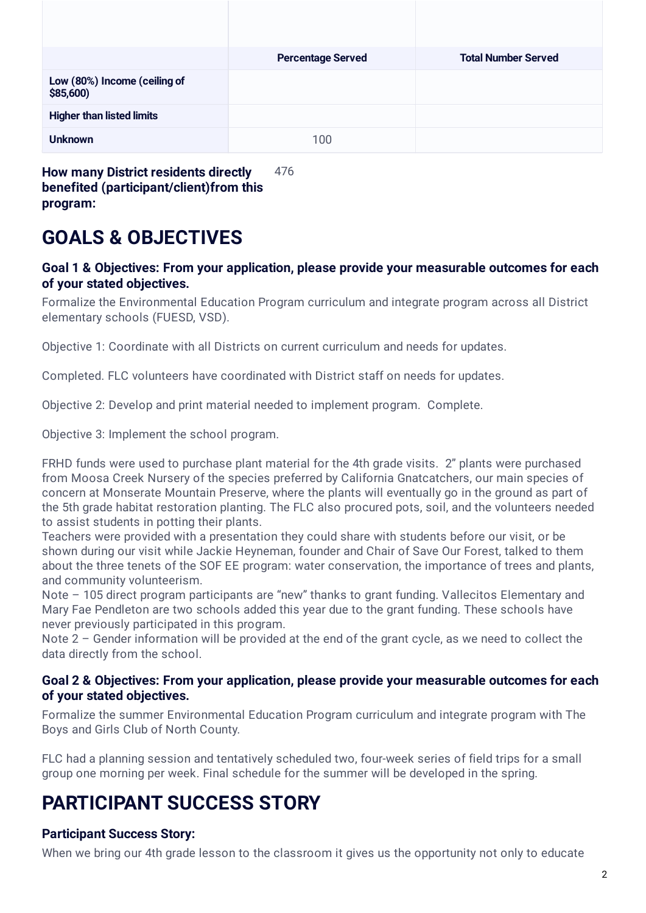| | Percentage Served | Total Number Served |
|---|---|---|
| **Low (80%) Income (ceiling of $85,600)** | | |
| **Higher than listed limits** | | |
| **Unknown** | 100 | |

**How many District residents directly benefited (participant/client)from this program:** 476

# GOALS & OBJECTIVES

### Goal 1 & Objectives: From your application, please provide your measurable outcomes for each of your stated objectives.

Formalize the Environmental Education Program curriculum and integrate program across all District elementary schools (FUESD, VSD).

Objective 1: Coordinate with all Districts on current curriculum and needs for updates.

Completed. FLC volunteers have coordinated with District staff on needs for updates.

Objective 2: Develop and print material needed to implement program.  Complete.

Objective 3: Implement the school program.

FRHD funds were used to purchase plant material for the 4th grade visits.  2" plants were purchased from Moosa Creek Nursery of the species preferred by California Gnatcatchers, our main species of concern at Monserate Mountain Preserve, where the plants will eventually go in the ground as part of the 5th grade habitat restoration planting. The FLC also procured pots, soil, and the volunteers needed to assist students in potting their plants.
Teachers were provided with a presentation they could share with students before our visit, or be shown during our visit while Jackie Heyneman, founder and Chair of Save Our Forest, talked to them about the three tenets of the SOF EE program: water conservation, the importance of trees and plants, and community volunteerism.
Note – 105 direct program participants are "new" thanks to grant funding. Vallecitos Elementary and Mary Fae Pendleton are two schools added this year due to the grant funding. These schools have never previously participated in this program.
Note 2 – Gender information will be provided at the end of the grant cycle, as we need to collect the data directly from the school.

### Goal 2 & Objectives: From your application, please provide your measurable outcomes for each of your stated objectives.

Formalize the summer Environmental Education Program curriculum and integrate program with The Boys and Girls Club of North County.

FLC had a planning session and tentatively scheduled two, four-week series of field trips for a small group one morning per week. Final schedule for the summer will be developed in the spring.

# PARTICIPANT SUCCESS STORY

### Participant Success Story:

When we bring our 4th grade lesson to the classroom it gives us the opportunity not only to educate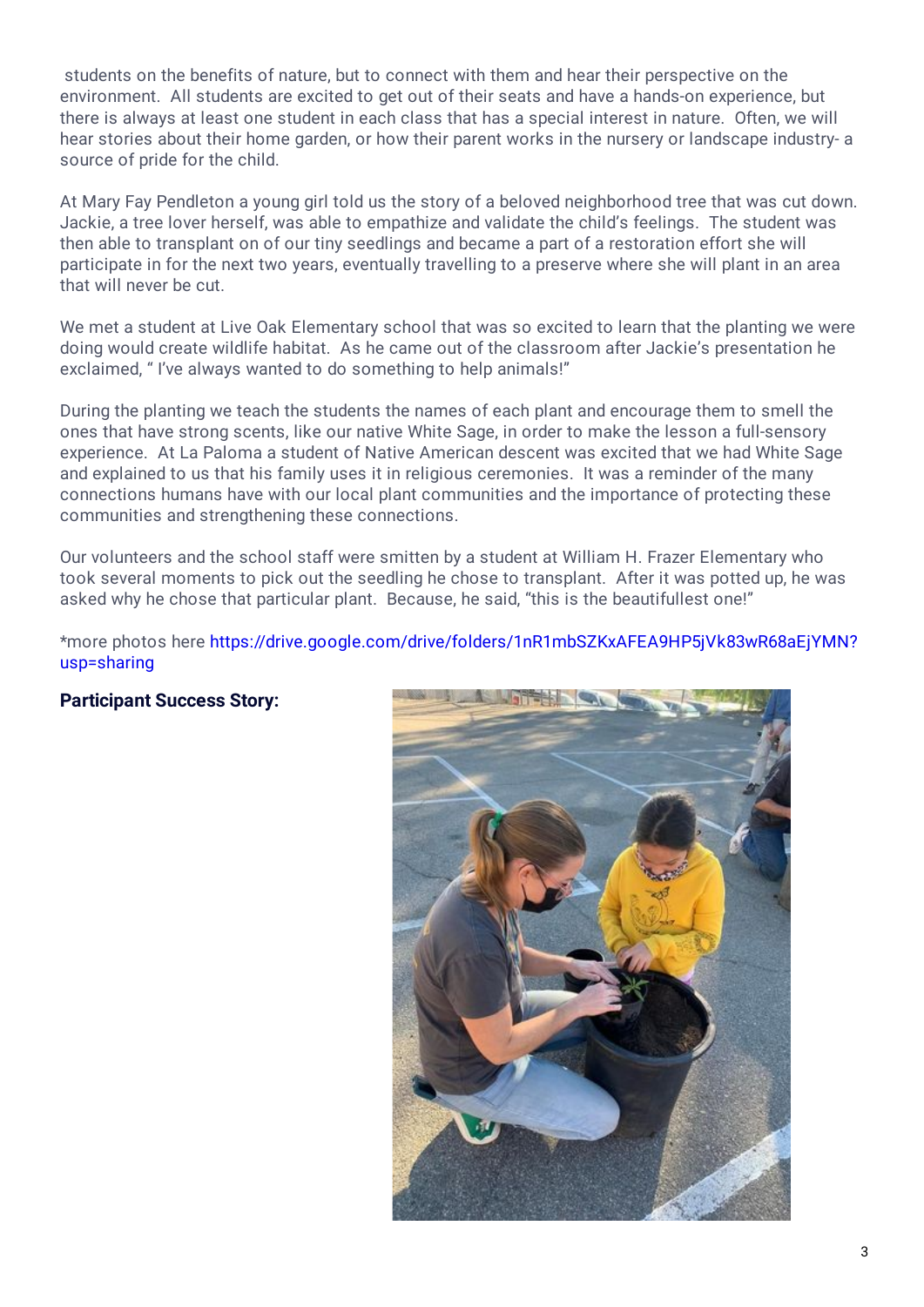students on the benefits of nature, but to connect with them and hear their perspective on the environment. All students are excited to get out of their seats and have a hands-on experience, but there is always at least one student in each class that has a special interest in nature. Often, we will hear stories about their home garden, or how their parent works in the nursery or landscape industry- a source of pride for the child.

At Mary Fay Pendleton a young girl told us the story of a beloved neighborhood tree that was cut down. Jackie, a tree lover herself, was able to empathize and validate the child's feelings. The student was then able to transplant on of our tiny seedlings and became a part of a restoration effort she will participate in for the next two years, eventually travelling to a preserve where she will plant in an area that will never be cut.

We met a student at Live Oak Elementary school that was so excited to learn that the planting we were doing would create wildlife habitat. As he came out of the classroom after Jackie's presentation he exclaimed, " I've always wanted to do something to help animals!"

During the planting we teach the students the names of each plant and encourage them to smell the ones that have strong scents, like our native White Sage, in order to make the lesson a full-sensory experience. At La Paloma a student of Native American descent was excited that we had White Sage and explained to us that his family uses it in religious ceremonies. It was a reminder of the many connections humans have with our local plant communities and the importance of protecting these communities and strengthening these connections.

Our volunteers and the school staff were smitten by a student at William H. Frazer Elementary who took several moments to pick out the seedling he chose to transplant. After it was potted up, he was asked why he chose that particular plant. Because, he said, "this is the beautifullest one!"

*more photos here https://drive.google.com/drive/folders/1nR1mbSZKxAFEA9HP5jVk83wR68aEjYMN?usp=sharing

**Participant Success Story:**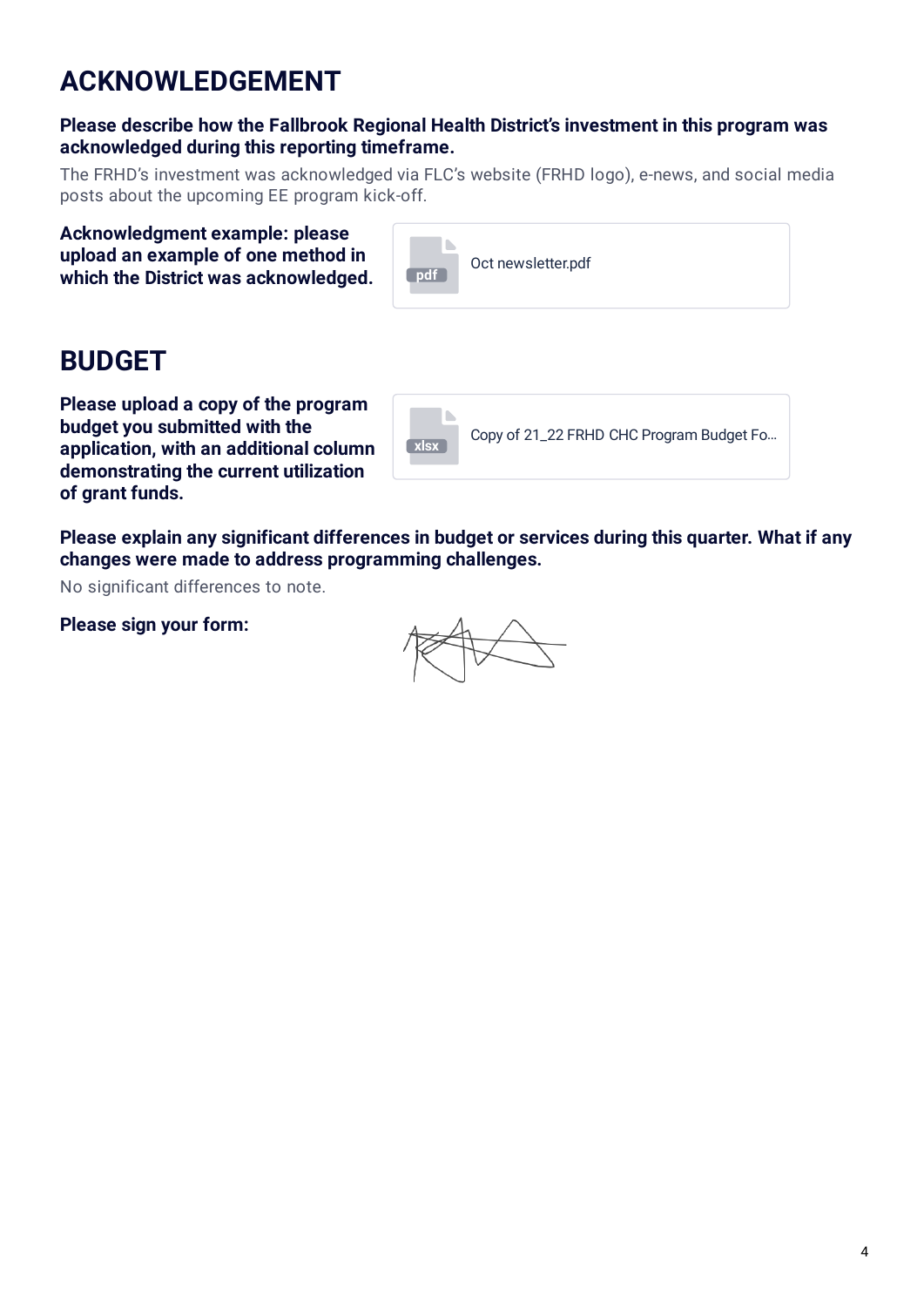## ACKNOWLEDGEMENT

**Please describe how the Fallbrook Regional Health District's investment in this program was acknowledged during this reporting timeframe.**

The FRHD's investment was acknowledged via FLC's website (FRHD logo), e-news, and social media posts about the upcoming EE program kick-off.

**Acknowledgment example: please upload an example of one method in which the District was acknowledged.**

pdf Oct newsletter.pdf

## BUDGET

**Please upload a copy of the program budget you submitted with the application, with an additional column demonstrating the current utilization of grant funds.**

xlsx Copy of 21_22 FRHD CHC Program Budget Fo...

**Please explain any significant differences in budget or services during this quarter. What if any changes were made to address programming challenges.**

No significant differences to note.

**Please sign your form:**